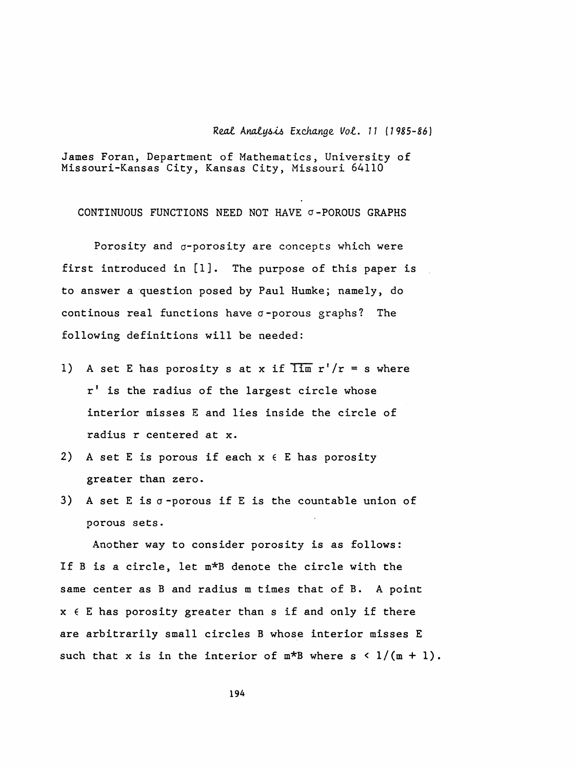James Foran, Department of Mathematics, University of Missouri-Kansas City, Kansas City, Missouri 64110

# CONTINUOUS FUNCTIONS NEED NOT HAVE $\sigma$-POROUS GRAPHS

Porosity and $\sigma$-porosity are concepts which were first introduced in [1]. The purpose of this paper is to answer a question posed by Paul Humke; namely, do continous real functions have $\sigma$-porous graphs? The following definitions will be needed:

1) A set E has porosity s at x if $\overline{\lim}\ r'/r = s$ where $r'$ is the radius of the largest circle whose interior misses E and lies inside the circle of radius r centered at x.
2) A set E is porous if each $x \in E$ has porosity greater than zero.
3) A set E is $\sigma$-porous if E is the countable union of porous sets.

Another way to consider porosity is as follows: If B is a circle, let $m*B$ denote the circle with the same center as B and radius m times that of B. A point $x \in E$ has porosity greater than s if and only if there are arbitrarily small circles B whose interior misses E such that x is in the interior of $m*B$ where $s < 1/(m + 1)$.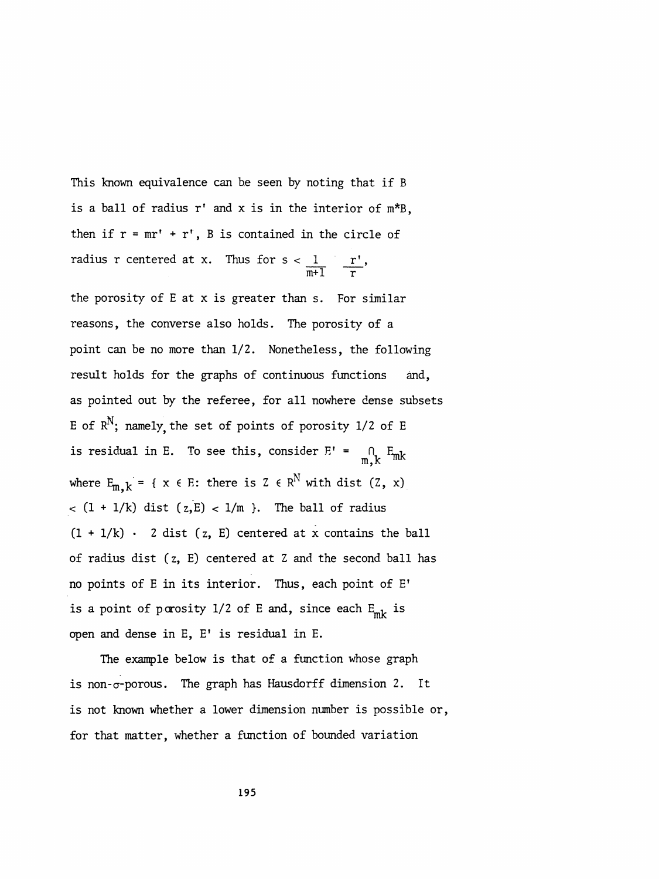This known equivalence can be seen by noting that if B is a ball of radius r' and x is in the interior of m*B, then if $r = mr' + r'$, B is contained in the circle of radius r centered at x. Thus for $s < \frac{1}{m+1} \frac{r'}{r}$, the porosity of E at x is greater than s. For similar reasons, the converse also holds. The porosity of a point can be no more than 1/2. Nonetheless, the following result holds for the graphs of continuous functions and, as pointed out by the referee, for all nowhere dense subsets E of $R^N$; namely, the set of points of porosity 1/2 of E is residual in E. To see this, consider $E' = \bigcap_{m,k} E_{mk}$ where $E_{m,k} = \{ x \in E$: there is $Z \in R^N$ with dist $(Z, x) < (1 + 1/k)$ dist $(z,E) < 1/m \}$. The ball of radius $(1 + 1/k) \cdot 2$ dist $(z, E)$ centered at x contains the ball of radius dist $(z, E)$ centered at Z and the second ball has no points of E in its interior. Thus, each point of E' is a point of porosity 1/2 of E and, since each $E_{mk}$ is open and dense in E, E' is residual in E.

The example below is that of a function whose graph is non-$\sigma$-porous. The graph has Hausdorff dimension 2. It is not known whether a lower dimension number is possible or, for that matter, whether a function of bounded variation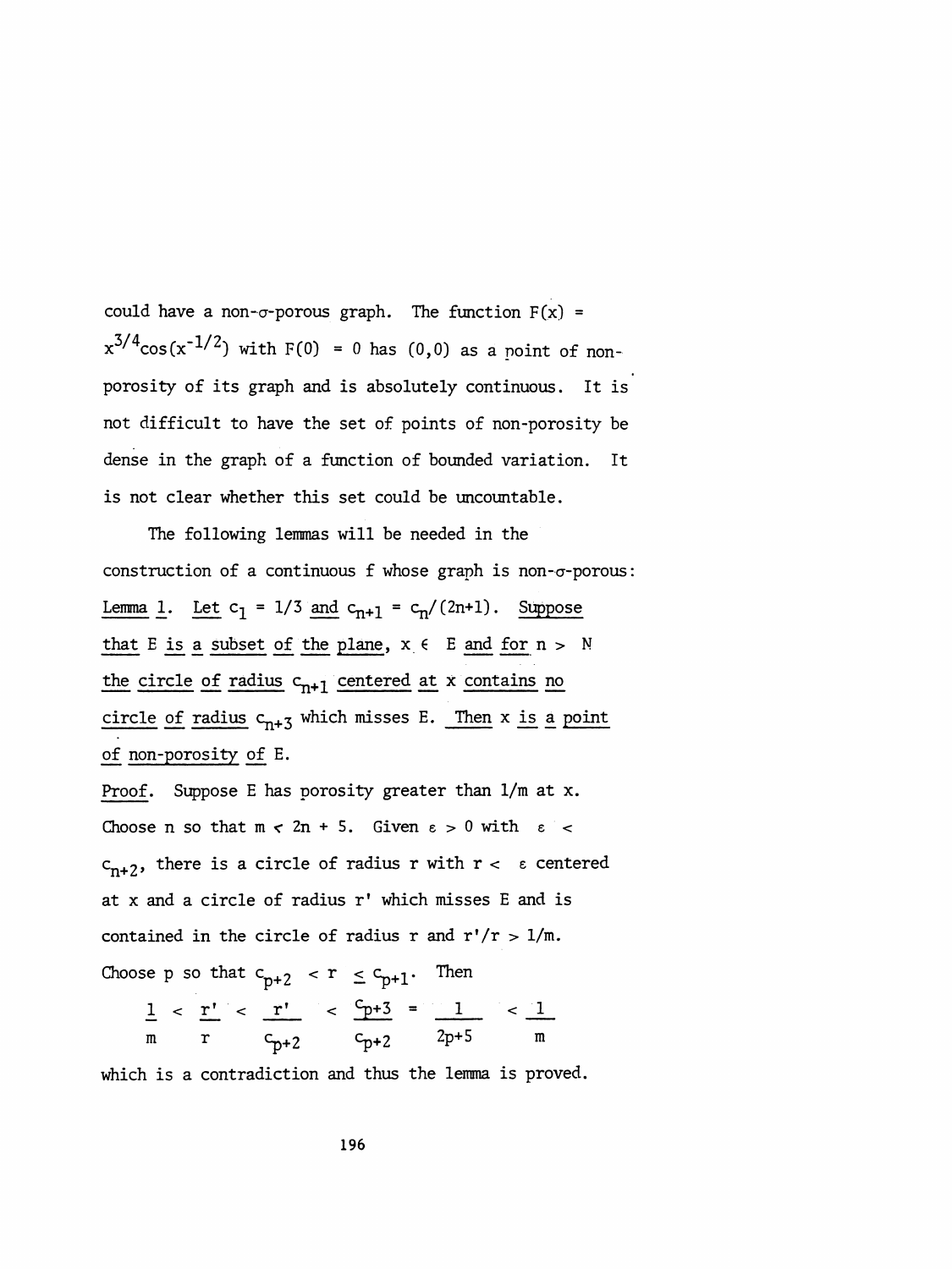could have a non-$\sigma$-porous graph. The function $F(x) = x^{3/4}\cos(x^{-1/2})$ with $F(0) = 0$ has $(0,0)$ as a point of non-porosity of its graph and is absolutely continuous. It is not difficult to have the set of points of non-porosity be dense in the graph of a function of bounded variation. It is not clear whether this set could be uncountable.

The following lemmas will be needed in the construction of a continuous f whose graph is non-$\sigma$-porous:

Lemma 1. *Let $c_1 = 1/3$ and $c_{n+1} = c_n/(2n+1)$. Suppose that E is a subset of the plane, $x \in E$ and for $n > N$ the circle of radius $c_{n+1}$ centered at x contains no circle of radius $c_{n+3}$* which misses E. *Then x is a point of non-porosity of E.*

Proof. Suppose E has porosity greater than $1/m$ at x. Choose n so that $m < 2n + 5$. Given $\varepsilon > 0$ with $\varepsilon < c_{n+2}$, there is a circle of radius r with $r < \varepsilon$ centered at x and a circle of radius r' which misses E and is contained in the circle of radius r and $r'/r > 1/m$. Choose p so that $c_{p+2} < r \leq c_{p+1}$. Then

$$\frac{1}{m} < \frac{r'}{r} < \frac{r'}{c_{p+2}} < \frac{c_{p+3}}{c_{p+2}} = \frac{1}{2p+5} < \frac{1}{m}$$

which is a contradiction and thus the lemma is proved.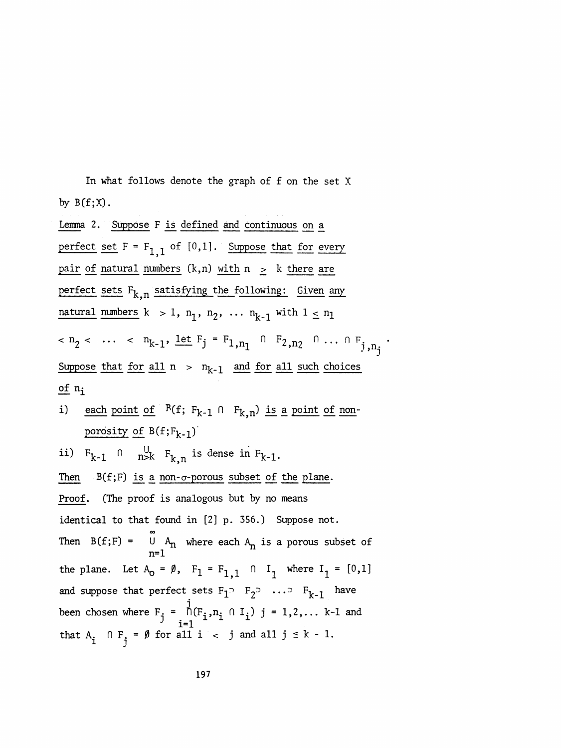In what follows denote the graph of f on the set X by $B(f;X)$.

*Lemma 2. Suppose F is defined and continuous on a perfect set $F = F_{1,1}$ of $[0,1]$. Suppose that for every pair of natural numbers $(k,n)$ with $n \geq k$ there are perfect sets $F_{k,n}$ satisfying the following: Given any natural numbers $k > 1$, $n_1, n_2, \ldots n_{k-1}$ with $1 \leq n_1 < n_2 < \ldots < n_{k-1}$, let $F_j = F_{1,n_1} \cap F_{2,n_2} \cap \ldots \cap F_{j,n_j}$. Suppose that for all $n > n_{k-1}$ and for all such choices of $n_i$*

i) *each point of $B(f; F_{k-1} \cap F_{k,n})$ is a point of non-porosity of $B(f;F_{k-1})$*

ii) $F_{k-1} \cap \bigcup_{n>k} F_{k,n}$ *is dense in* $F_{k-1}$.

*Then $B(f;F)$ is a non-$\sigma$-porous subset of the plane.*

*Proof.* (The proof is analogous but by no means identical to that found in [2] p. 356.) Suppose not. Then $B(f;F) = \bigcup_{n=1}^{\infty} A_n$ where each $A_n$ is a porous subset of the plane. Let $A_0 = \emptyset$, $F_1 = F_{1,1} \cap I_1$ where $I_1 = [0,1]$ and suppose that perfect sets $F_1 \supset F_2 \supset \ldots \supset F_{k-1}$ have been chosen where $F_j = \bigcap_{i=1}^{j} (F_{i,n_i} \cap I_i)$ $j = 1,2,\ldots k-1$ and that $A_i \cap F_j = \emptyset$ for all $i < j$ and all $j \leq k-1$.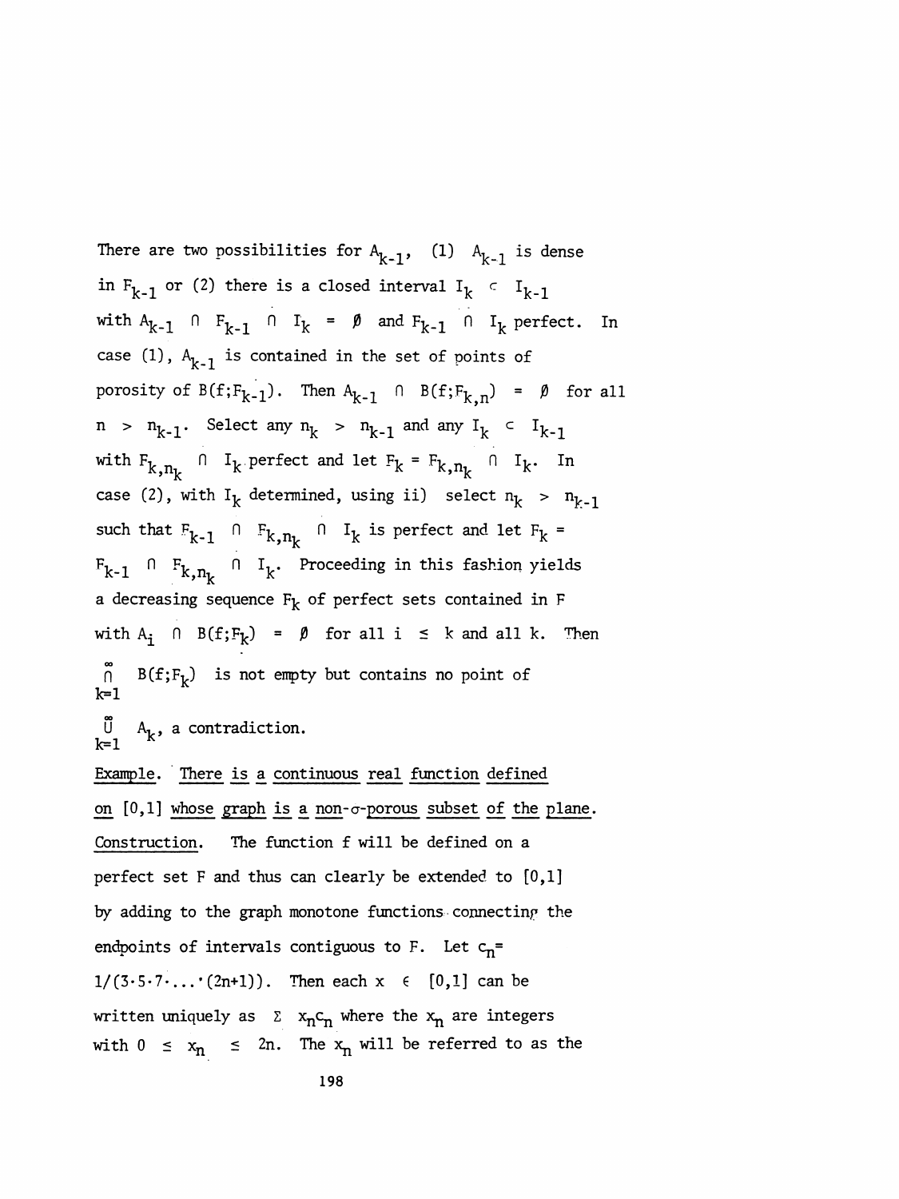There are two possibilities for $A_{k-1}$, (1) $A_{k-1}$ is dense in $F_{k-1}$ or (2) there is a closed interval $I_k \subset I_{k-1}$ with $A_{k-1} \cap F_{k-1} \cap I_k = \emptyset$ and $F_{k-1} \cap I_k$ perfect. In case (1), $A_{k-1}$ is contained in the set of points of porosity of $B(f;F_{k-1})$. Then $A_{k-1} \cap B(f;F_{k,n}) = \emptyset$ for all $n > n_{k-1}$. Select any $n_k > n_{k-1}$ and any $I_k \subset I_{k-1}$ with $F_{k,n_k} \cap I_k$ perfect and let $F_k = F_{k,n_k} \cap I_k$. In case (2), with $I_k$ determined, using ii) select $n_k > n_{k-1}$ such that $F_{k-1} \cap F_{k,n_k} \cap I_k$ is perfect and let $F_k = F_{k-1} \cap F_{k,n_k} \cap I_k$. Proceeding in this fashion yields a decreasing sequence $F_k$ of perfect sets contained in $F$ with $A_i \cap B(f;F_k) = \emptyset$ for all $i \leq k$ and all $k$. Then $\bigcap_{k=1}^{\infty} B(f;F_k)$ is not empty but contains no point of $\bigcup_{k=1}^{\infty} A_k$, a contradiction.

Example. There is a continuous real function defined on $[0,1]$ whose graph is a non-$\sigma$-porous subset of the plane.

Construction. The function $f$ will be defined on a perfect set $F$ and thus can clearly be extended to $[0,1]$ by adding to the graph monotone functions connecting the endpoints of intervals contiguous to $F$. Let $c_n = 1/(3\cdot 5\cdot 7\cdot \ldots \cdot(2n+1))$. Then each $x \in [0,1]$ can be written uniquely as $\Sigma\, x_n c_n$ where the $x_n$ are integers with $0 \leq x_n \leq 2n$. The $x_n$ will be referred to as the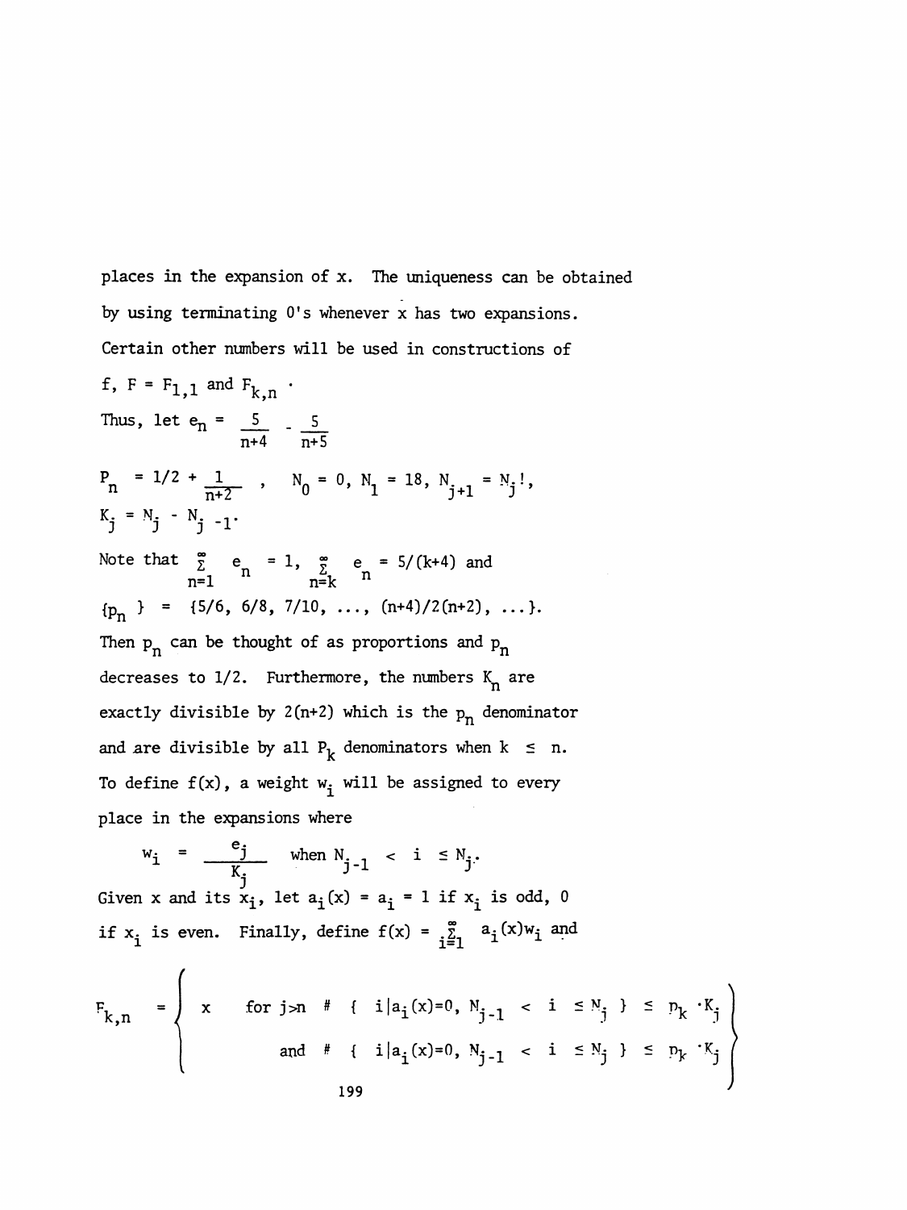places in the expansion of x. The uniqueness can be obtained by using terminating 0's whenever x has two expansions. Certain other numbers will be used in constructions of $f$, $F = F_{1,1}$ and $F_{k,n}$ .

Thus, let $e_n = \frac{5}{n+4} - \frac{5}{n+5}$

$P_n = 1/2 + \frac{1}{n+2}$ , $N_0 = 0$, $N_1 = 18$, $N_{j+1} = N_j!$,

$K_j = N_j - N_{j-1}$.

Note that $\sum_{n=1}^{\infty} e_n = 1$, $\sum_{n=k}^{\infty} e_n = 5/(k+4)$ and

$\{p_n\} = \{5/6, 6/8, 7/10, \ldots, (n+4)/2(n+2), \ldots\}$.

Then $p_n$ can be thought of as proportions and $p_n$ decreases to 1/2. Furthermore, the numbers $K_n$ are exactly divisible by $2(n+2)$ which is the $p_n$ denominator and are divisible by all $P_k$ denominators when $k \le n$.

To define $f(x)$, a weight $w_i$ will be assigned to every place in the expansions where

$$w_i = \frac{e_j}{K_j} \quad \text{when } N_{j-1} < i \le N_j.$$

Given $x$ and its $x_i$, let $a_i(x) = a_i = 1$ if $x_i$ is odd, 0 if $x_i$ is even. Finally, define $f(x) = \sum_{i=1}^{\infty} a_i(x) w_i$ and

$$F_{k,n} = \left\{ \begin{array}{ll} x & \text{for } j \geq n \;\; \#\{\, i \mid a_i(x)=0,\ N_{j-1} < i \le N_j \,\} \le p_k \cdot K_j \\ & \text{and } \;\; \#\{\, i \mid a_i(x)=0,\ N_{j-1} < i \le N_j \,\} \le p_k \cdot K_j \end{array} \right\}$$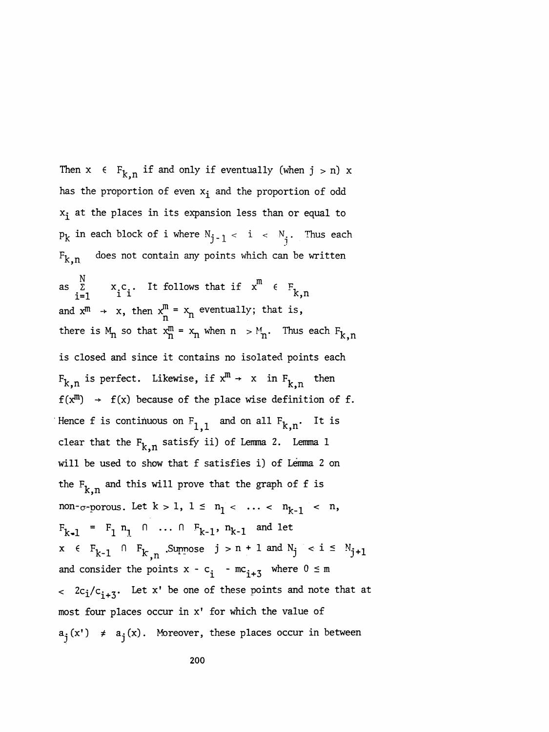Then $x \in F_{k,n}$ if and only if eventually (when $j > n$) $x$ has the proportion of even $x_i$ and the proportion of odd $x_i$ at the places in its expansion less than or equal to $p_k$ in each block of $i$ where $N_{j-1} < i < N_j$. Thus each $F_{k,n}$ does not contain any points which can be written as $\sum_{i=1}^{N} x_i c_i$. It follows that if $x^m \in F_{k,n}$ and $x^m \to x$, then $x^m_n = x_n$ eventually; that is, there is $M_n$ so that $x^m_n = x_n$ when $n > M_n$. Thus each $F_{k,n}$ is closed and since it contains no isolated points each $F_{k,n}$ is perfect. Likewise, if $x^m \to x$ in $F_{k,n}$ then $f(x^m) \to f(x)$ because of the place wise definition of $f$. Hence $f$ is continuous on $F_{1,1}$ and on all $F_{k,n}$. It is clear that the $F_{k,n}$ satisfy ii) of Lemma 2. Lemma 1 will be used to show that $f$ satisfies i) of Lemma 2 on the $F_{k,n}$ and this will prove that the graph of $f$ is non-$\sigma$-porous. Let $k > 1$, $1 \leq n_1 < \ldots < n_{k-1} < n$, $F_{k-1} = F_{1\,n_1} \cap \ldots \cap F_{k-1,\,n_{k-1}}$ and let $x \in F_{k-1} \cap F_{k,n}$. Suppose $j > n + 1$ and $N_j < i \leq N_{j+1}$ and consider the points $x - c_i - mc_{i+3}$ where $0 \leq m < 2c_i/c_{i+3}$. Let $x'$ be one of these points and note that at most four places occur in $x'$ for which the value of $a_j(x') \neq a_j(x)$. Moreover, these places occur in between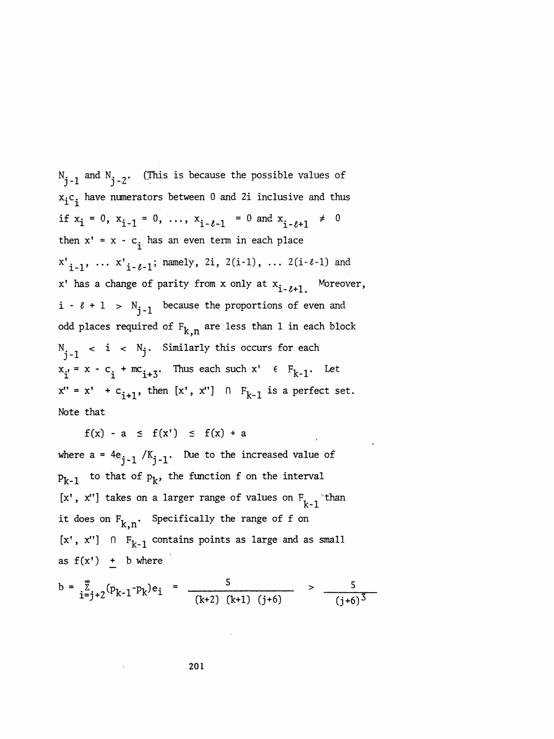$N_{j-1}$ and $N_{j-2}$. (This is because the possible values of $x_i c_i$ have numerators between 0 and 2i inclusive and thus if $x_i = 0$, $x_{i-1} = 0$, ..., $x_{i-\ell-1} = 0$ and $x_{i-\ell+1} \neq 0$ then $x' = x - c_i$ has an even term in each place $x'_{i-1}$, ... $x'_{i-\ell-1}$; namely, $2i$, $2(i-1)$, ... $2(i-\ell-1)$ and $x'$ has a change of parity from $x$ only at $x_{i-\ell+1}$. Moreover, $i - \ell + 1 > N_{j-1}$ because the proportions of even and odd places required of $F_{k,n}$ are less than 1 in each block $N_{j-1} < i < N_j$. Similarly this occurs for each $x_i' = x - c_i + mc_{i+3}$. Thus each such $x' \in F_{k-1}$. Let $x'' = x' + c_{i+1}$, then $[x', x''] \cap F_{k-1}$ is a perfect set. Note that

$$f(x) - a \leq f(x') \leq f(x) + a$$

where $a = 4e_{j-1}/K_{j-1}$. Due to the increased value of $p_{k-1}$ to that of $p_k$, the function f on the interval $[x', x'']$ takes on a larger range of values on $F_{k-1}$ than it does on $F_{k,n}$. Specifically the range of f on $[x', x''] \cap F_{k-1}$ contains points as large and as small as $f(x') \pm b$ where

$$b = \sum_{i=j+2}^{\infty}(p_{k-1}-p_k)e_i = \frac{5}{(k+2)\ (k+1)\ (j+6)} > \frac{5}{(j+6)^3}$$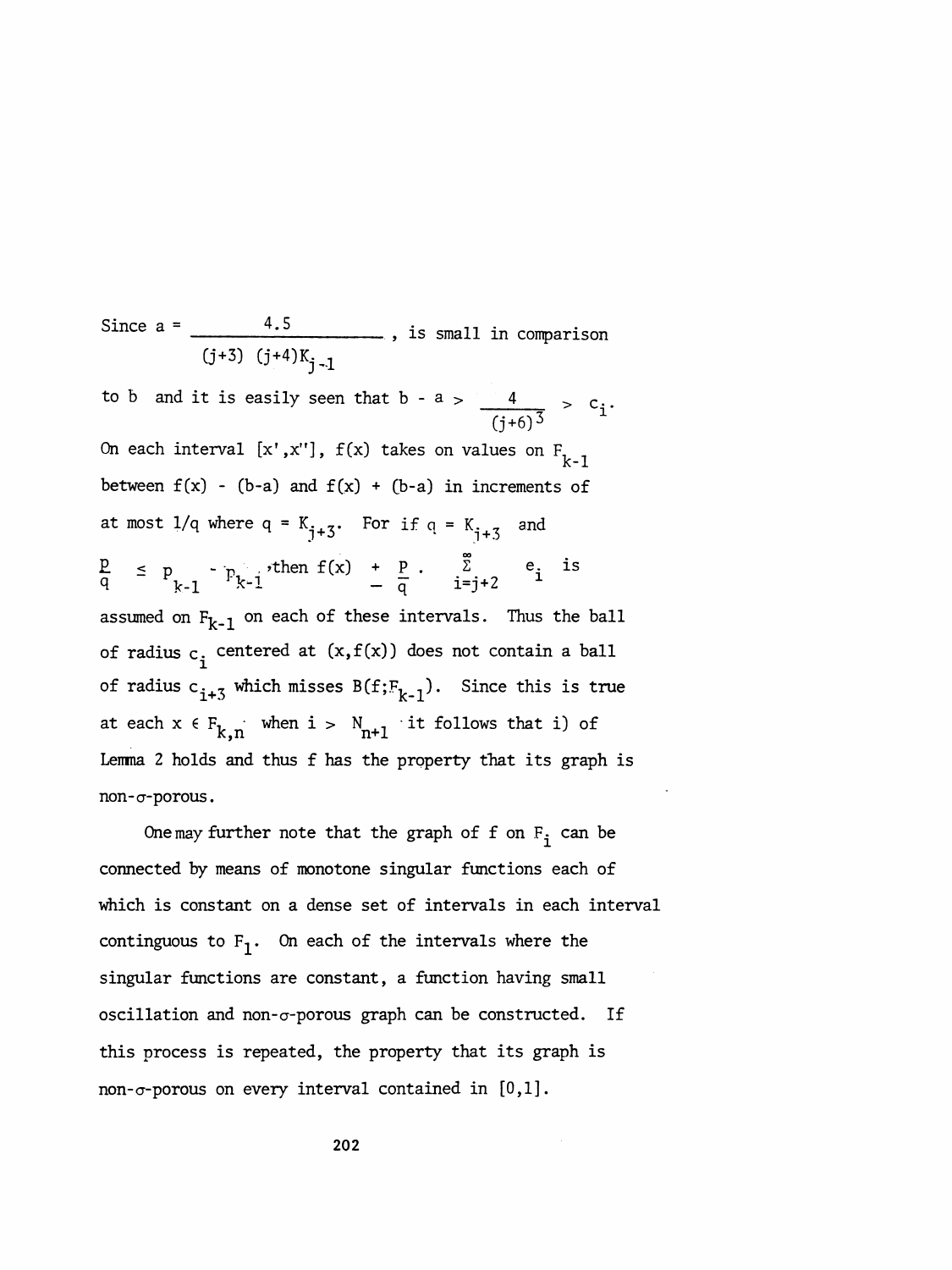Since $a = \dfrac{4.5}{(j+3)\ (j+4)K_{j-1}}$, is small in comparison to $b$ and it is easily seen that $b - a > \dfrac{4}{(j+6)^3} > c_i$. On each interval $[x',x'']$, $f(x)$ takes on values on $F_{k-1}$ between $f(x) - (b-a)$ and $f(x) + (b-a)$ in increments of at most $1/q$ where $q = K_{j+3}$. For if $q = K_{j+3}$ and $\frac{p}{q} \leq p_{k-1} - p_{k-i}$, then $f(x) \pm \frac{p}{q} \cdot \sum_{i=j+2}^{\infty} e_i$ is assumed on $F_{k-1}$ on each of these intervals. Thus the ball of radius $c_i$ centered at $(x,f(x))$ does not contain a ball of radius $c_{i+3}$ which misses $B(f;F_{k-1})$. Since this is true at each $x \in F_{k,n}$ when $i > N_{n+1}$ it follows that i) of Lemma 2 holds and thus f has the property that its graph is non-$\sigma$-porous.

One may further note that the graph of f on $F_i$ can be connected by means of monotone singular functions each of which is constant on a dense set of intervals in each interval continguous to $F_1$. On each of the intervals where the singular functions are constant, a function having small oscillation and non-$\sigma$-porous graph can be constructed. If this process is repeated, the property that its graph is non-$\sigma$-porous on every interval contained in $[0,1]$.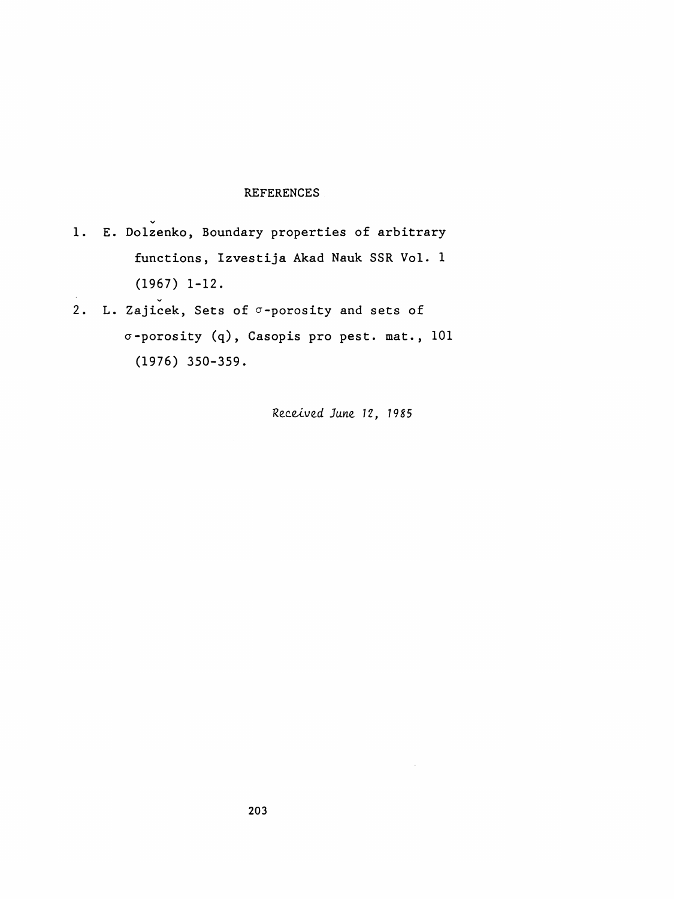## REFERENCES

1. E. Dolženko, Boundary properties of arbitrary functions, Izvestija Akad Nauk SSR Vol. 1 (1967) 1-12.
2. L. Zajiček, Sets of $\sigma$-porosity and sets of $\sigma$-porosity (q), Casopis pro pest. mat., 101 (1976) 350-359.

*Received June 12, 1985*